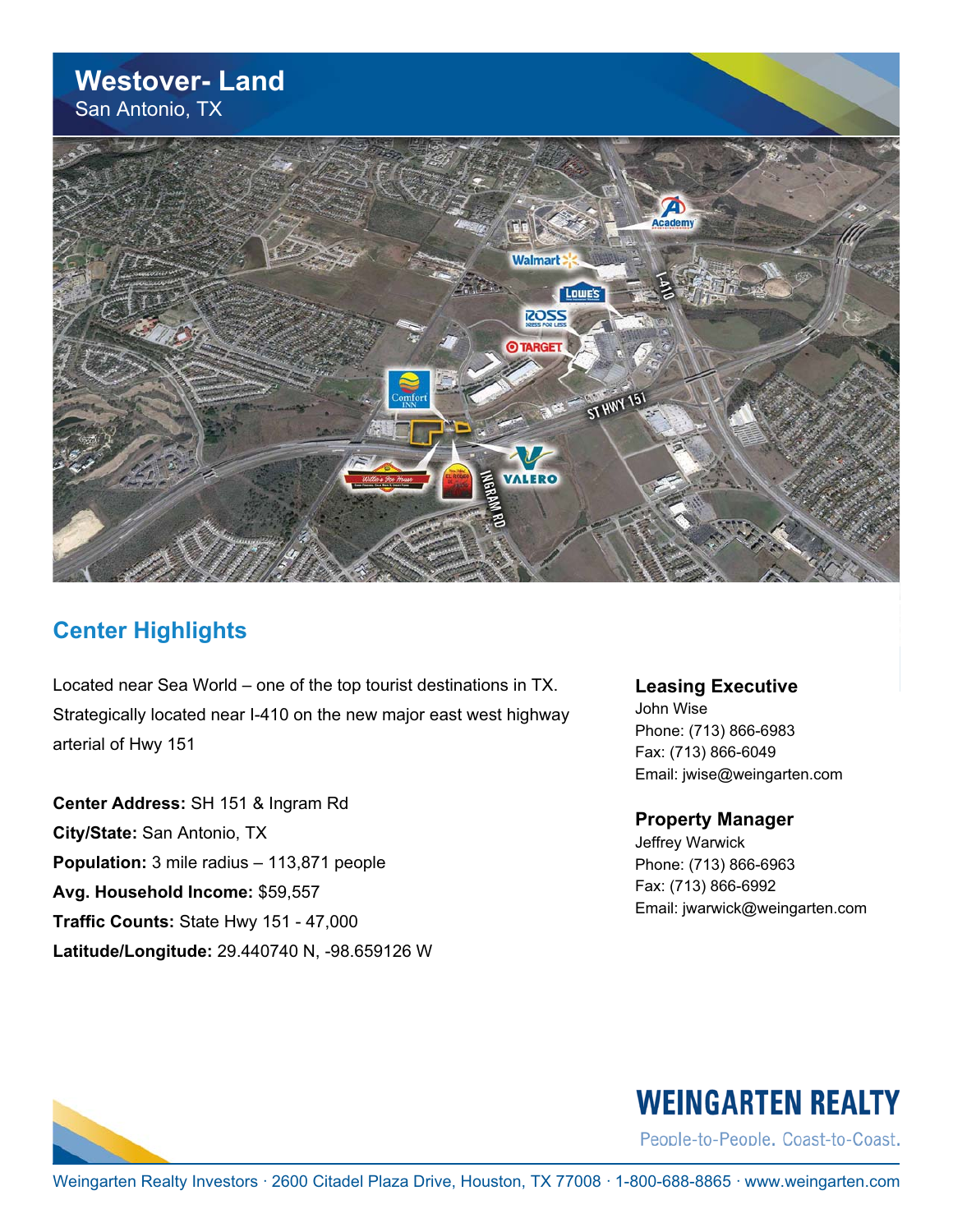# Westover- Land

San Antonio, TX

## Center Highlights

Located near Sea World – one of the top tourist destinations in TX. Strategically located near I-410 on the new major east west highway arterial of Hwy 151

**Center Address:** SH 151 & Ingram Rd

**City/State:** San Antonio, TX

**Population:** 3 mile radius – 113,871 people

**Avg. Household Income:** $59,557

**Traffic Counts:** State Hwy 151 - 47,000

**Latitude/Longitude:** 29.440740 N, -98.659126 W

### Leasing Executive

John Wise
Phone: (713) 866-6983
Fax: (713) 866-6049
Email: jwise@weingarten.com

### Property Manager

Jeffrey Warwick
Phone: (713) 866-6963
Fax: (713) 866-6992
Email: jwarwick@weingarten.com

**WEINGARTEN REALTY**

People-to-People. Coast-to-Coast.

Weingarten Realty Investors · 2600 Citadel Plaza Drive, Houston, TX 77008 · 1-800-688-8865 · www.weingarten.com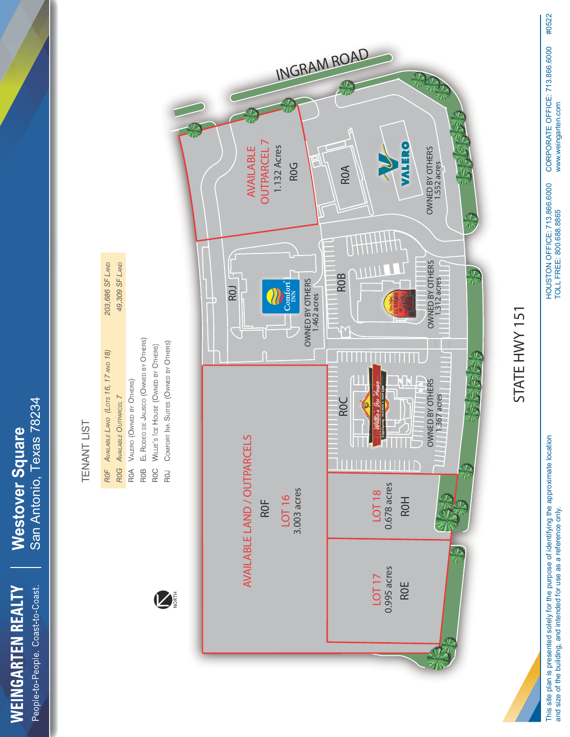# WEINGARTEN REALTY

People-to-People. Coast-to-Coast.

## Westover Square

San Antonio, Texas 78234

### TENANT LIST

| | | |
|---|---|---|
| *R0F* | *Available Land (Lots 16, 17 and 18)* | *203,686 SF Land* |
| *R0G* | *Available Outparcel 7* | *49,309 SF Land* |
| R0A | Valero (Owned by Others) | |
| R0B | El Rodeo de Jalisco (Owned by Others) | |
| R0C | Willie's Ice House (Owned by Others) | |
| R0J | Comfort Inn Suites (Owned by Others) | |

NORTH

INGRAM ROAD

STATE HWY 151

AVAILABLE OUTPARCEL 7
1.132 Acres
R0G

R0A
VALERO
OWNED BY OTHERS
1.552 acres

R0J
Comfort INN
OWNED BY OTHERS
1.462 acres

R0B
EL RODEO DE JALISCO
OWNED BY OTHERS
1.312 acres

R0C
Willie's Ice House
OWNED BY OTHERS
1.367 acres

AVAILABLE LAND / OUTPARCELS
R0F
LOT 16
3.003 acres

LOT 18
0.678 acres
R0H

LOT 17
0.995 acres
R0E

This site plan is presented solely for the purpose of identifying the approximate location and size of the building, and intended for use as a reference only.

HOUSTON OFFICE: 713.866.6000
TOLL FREE: 800.688.8865

CORPORATE OFFICE: 713.866.6000
www.weingarten.com

#0522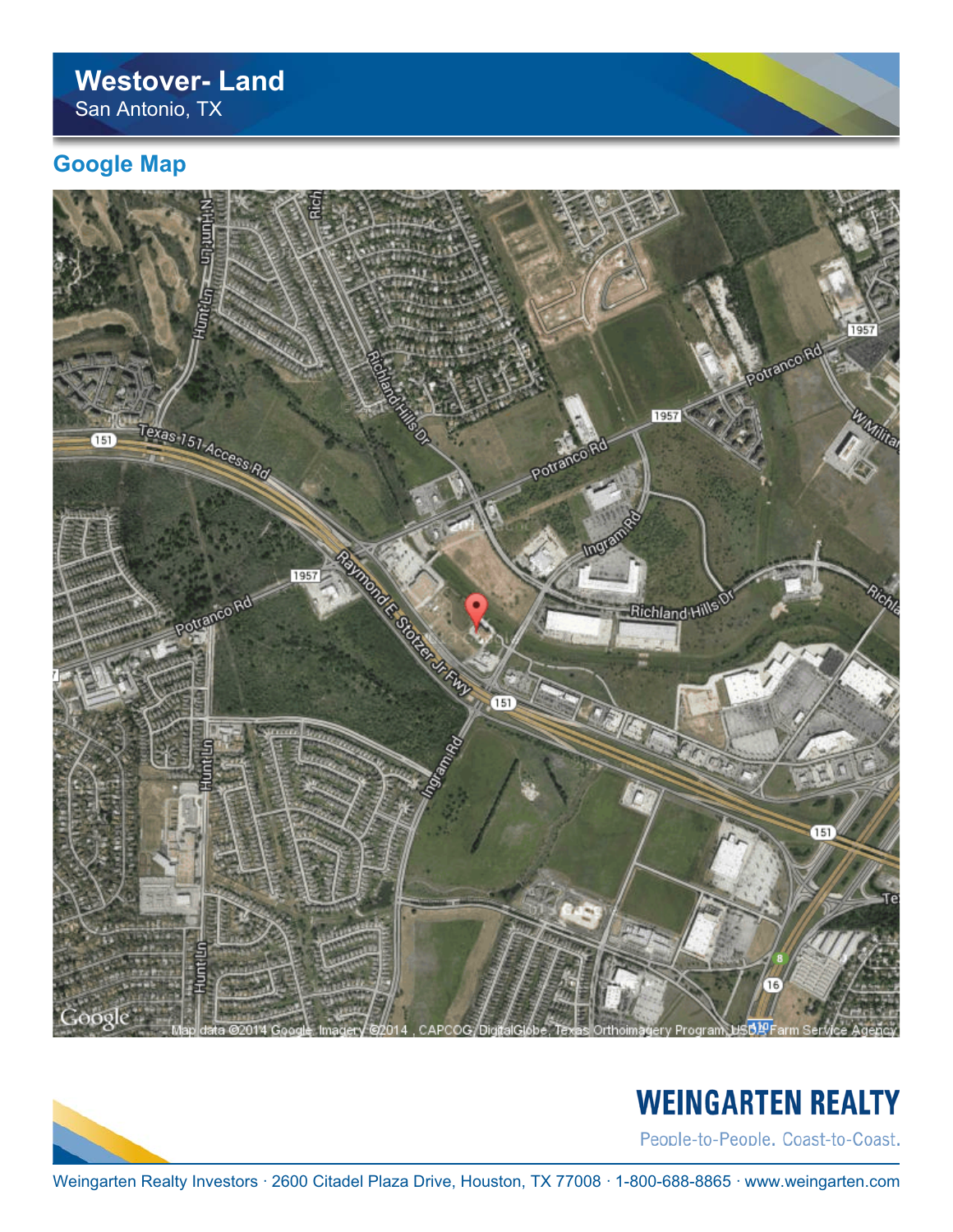# Westover- Land

San Antonio, TX

## Google Map

WEINGARTEN REALTY

People-to-People. Coast-to-Coast.

Weingarten Realty Investors · 2600 Citadel Plaza Drive, Houston, TX 77008 · 1-800-688-8865 · www.weingarten.com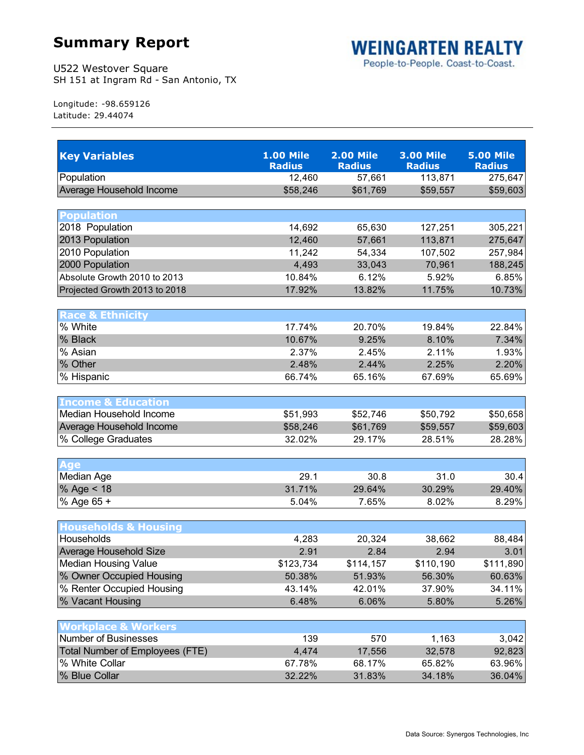# Summary Report

WEINGARTEN REALTY
People-to-People. Coast-to-Coast.

U522 Westover Square
SH 151 at Ingram Rd - San Antonio, TX

Longitude: -98.659126
Latitude: 29.44074

| Key Variables | 1.00 Mile Radius | 2.00 Mile Radius | 3.00 Mile Radius | 5.00 Mile Radius |
|---|---|---|---|---|
| Population | 12,460 | 57,661 | 113,871 | 275,647 |
| Average Household Income | $58,246 | $61,769 | $59,557 | $59,603 |

| Population | | | | |
|---|---|---|---|---|
| 2018 Population | 14,692 | 65,630 | 127,251 | 305,221 |
| 2013 Population | 12,460 | 57,661 | 113,871 | 275,647 |
| 2010 Population | 11,242 | 54,334 | 107,502 | 257,984 |
| 2000 Population | 4,493 | 33,043 | 70,961 | 188,245 |
| Absolute Growth 2010 to 2013 | 10.84% | 6.12% | 5.92% | 6.85% |
| Projected Growth 2013 to 2018 | 17.92% | 13.82% | 11.75% | 10.73% |

| Race & Ethnicity | | | | |
|---|---|---|---|---|
| % White | 17.74% | 20.70% | 19.84% | 22.84% |
| % Black | 10.67% | 9.25% | 8.10% | 7.34% |
| % Asian | 2.37% | 2.45% | 2.11% | 1.93% |
| % Other | 2.48% | 2.44% | 2.25% | 2.20% |
| % Hispanic | 66.74% | 65.16% | 67.69% | 65.69% |

| Income & Education | | | | |
|---|---|---|---|---|
| Median Household Income | $51,993 | $52,746 | $50,792 | $50,658 |
| Average Household Income | $58,246 | $61,769 | $59,557 | $59,603 |
| % College Graduates | 32.02% | 29.17% | 28.51% | 28.28% |

| Age | | | | |
|---|---|---|---|---|
| Median Age | 29.1 | 30.8 | 31.0 | 30.4 |
| % Age < 18 | 31.71% | 29.64% | 30.29% | 29.40% |
| % Age 65 + | 5.04% | 7.65% | 8.02% | 8.29% |

| Households & Housing | | | | |
|---|---|---|---|---|
| Households | 4,283 | 20,324 | 38,662 | 88,484 |
| Average Household Size | 2.91 | 2.84 | 2.94 | 3.01 |
| Median Housing Value | $123,734 | $114,157 | $110,190 | $111,890 |
| % Owner Occupied Housing | 50.38% | 51.93% | 56.30% | 60.63% |
| % Renter Occupied Housing | 43.14% | 42.01% | 37.90% | 34.11% |
| % Vacant Housing | 6.48% | 6.06% | 5.80% | 5.26% |

| Workplace & Workers | | | | |
|---|---|---|---|---|
| Number of Businesses | 139 | 570 | 1,163 | 3,042 |
| Total Number of Employees (FTE) | 4,474 | 17,556 | 32,578 | 92,823 |
| % White Collar | 67.78% | 68.17% | 65.82% | 63.96% |
| % Blue Collar | 32.22% | 31.83% | 34.18% | 36.04% |

Data Source: Synergos Technologies, Inc